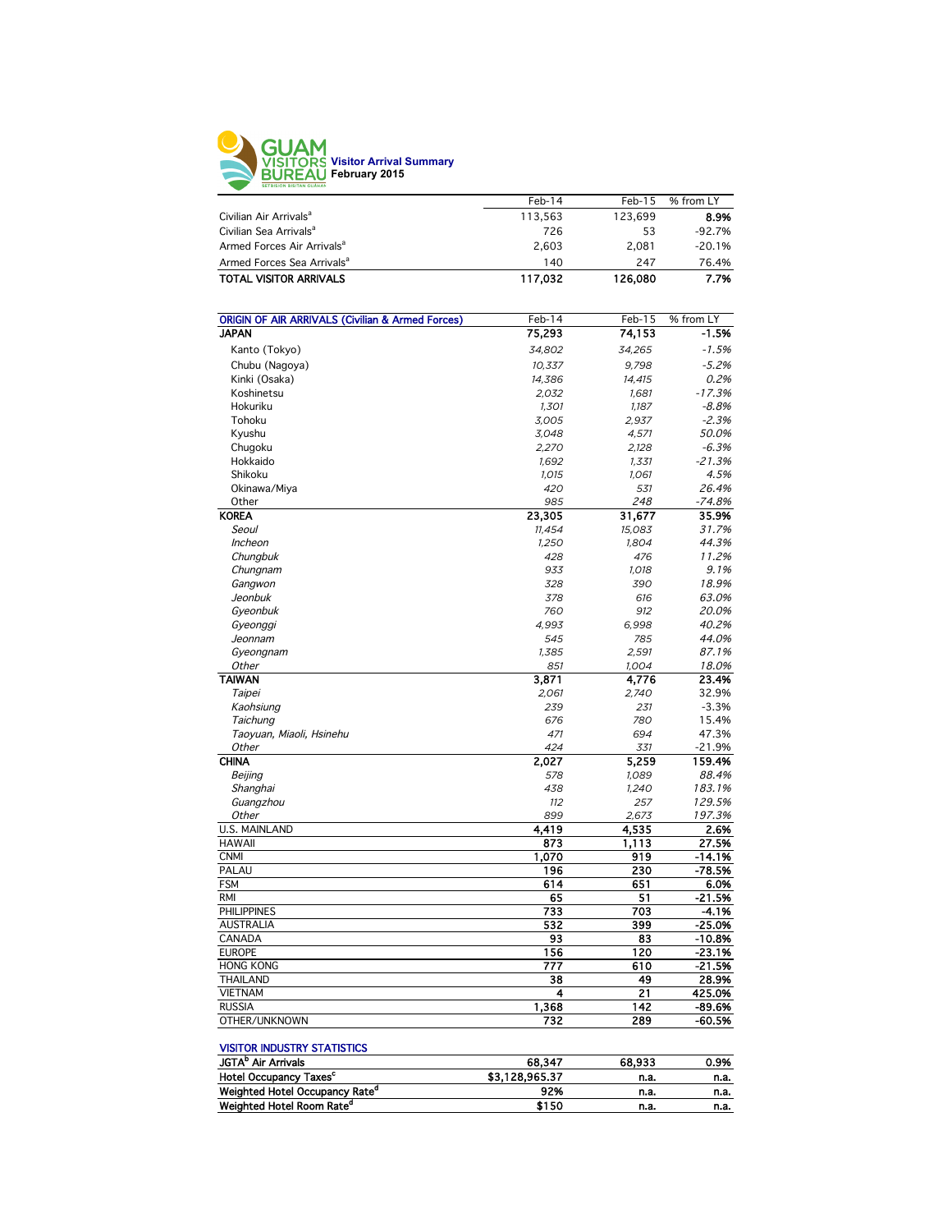# GUAM VISITORS BUREAU

## Visitor Arrival Summary
### February 2015

| | Feb-14 | Feb-15 | % from LY |
|---|---|---|---|
| Civilian Air Arrivals[a] | 113,563 | 123,699 | **8.9%** |
| Civilian Sea Arrivals[a] | 726 | 53 | -92.7% |
| Armed Forces Air Arrivals[a] | 2,603 | 2,081 | -20.1% |
| Armed Forces Sea Arrivals[a] | 140 | 247 | 76.4% |
| **TOTAL VISITOR ARRIVALS** | **117,032** | **126,080** | **7.7%** |

| ORIGIN OF AIR ARRIVALS (Civilian & Armed Forces) | Feb-14 | Feb-15 | % from LY |
|---|---|---|---|
| **JAPAN** | **75,293** | **74,153** | **-1.5%** |
| Kanto (Tokyo) | *34,802* | *34,265* | *-1.5%* |
| Chubu (Nagoya) | *10,337* | *9,798* | *-5.2%* |
| Kinki (Osaka) | *14,386* | *14,415* | *0.2%* |
| Koshinetsu | *2,032* | *1,681* | *-17.3%* |
| Hokuriku | *1,301* | *1,187* | *-8.8%* |
| Tohoku | *3,005* | *2,937* | *-2.3%* |
| Kyushu | *3,048* | *4,571* | *50.0%* |
| Chugoku | *2,270* | *2,128* | *-6.3%* |
| Hokkaido | *1,692* | *1,331* | *-21.3%* |
| Shikoku | *1,015* | *1,061* | *4.5%* |
| Okinawa/Miya | *420* | *531* | *26.4%* |
| Other | *985* | *248* | *-74.8%* |
| **KOREA** | **23,305** | **31,677** | **35.9%** |
| *Seoul* | *11,454* | *15,083* | *31.7%* |
| *Incheon* | *1,250* | *1,804* | *44.3%* |
| *Chungbuk* | *428* | *476* | *11.2%* |
| *Chungnam* | *933* | *1,018* | *9.1%* |
| *Gangwon* | *328* | *390* | *18.9%* |
| *Jeonbuk* | *378* | *616* | *63.0%* |
| *Gyeonbuk* | *760* | *912* | *20.0%* |
| *Gyeonggi* | *4,993* | *6,998* | *40.2%* |
| *Jeonnam* | *545* | *785* | *44.0%* |
| *Gyeongnam* | *1,385* | *2,591* | *87.1%* |
| *Other* | *851* | *1,004* | *18.0%* |
| **TAIWAN** | **3,871** | **4,776** | **23.4%** |
| *Taipei* | *2,061* | *2,740* | 32.9% |
| *Kaohsiung* | *239* | *231* | -3.3% |
| *Taichung* | *676* | *780* | 15.4% |
| *Taoyuan, Miaoli, Hsinehu* | *471* | *694* | 47.3% |
| *Other* | *424* | *331* | -21.9% |
| **CHINA** | **2,027** | **5,259** | **159.4%** |
| *Beijing* | *578* | *1,089* | *88.4%* |
| *Shanghai* | *438* | *1,240* | *183.1%* |
| *Guangzhou* | *112* | *257* | *129.5%* |
| *Other* | *899* | *2,673* | *197.3%* |
| U.S. MAINLAND | **4,419** | **4,535** | **2.6%** |
| HAWAII | **873** | **1,113** | **27.5%** |
| CNMI | **1,070** | **919** | **-14.1%** |
| PALAU | **196** | **230** | **-78.5%** |
| FSM | **614** | **651** | **6.0%** |
| RMI | **65** | **51** | **-21.5%** |
| PHILIPPINES | **733** | **703** | **-4.1%** |
| AUSTRALIA | **532** | **399** | **-25.0%** |
| CANADA | **93** | **83** | **-10.8%** |
| EUROPE | **156** | **120** | **-23.1%** |
| HONG KONG | **777** | **610** | **-21.5%** |
| THAILAND | **38** | **49** | **28.9%** |
| VIETNAM | **4** | **21** | **425.0%** |
| RUSSIA | **1,368** | **142** | **-89.6%** |
| OTHER/UNKNOWN | **732** | **289** | **-60.5%** |

| VISITOR INDUSTRY STATISTICS | | | |
|---|---|---|---|
| **JGTA[b] Air Arrivals** | **68,347** | **68,933** | **0.9%** |
| **Hotel Occupancy Taxes[c]** | **$3,128,965.37** | **n.a.** | **n.a.** |
| **Weighted Hotel Occupancy Rate[d]** | **92%** | **n.a.** | **n.a.** |
| **Weighted Hotel Room Rate[d]** | **$150** | **n.a.** | **n.a.** |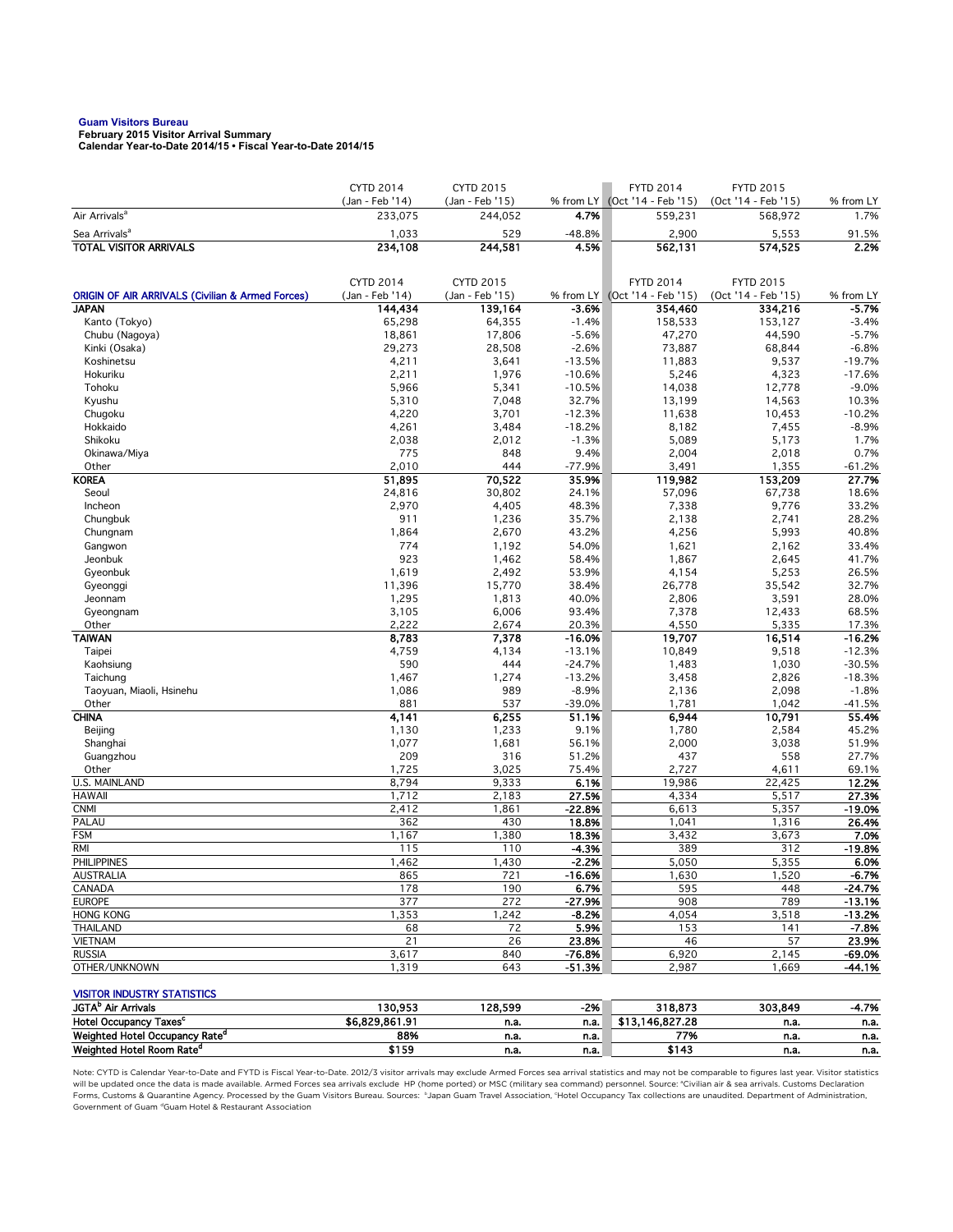**Guam Visitors Bureau**
**February 2015 Visitor Arrival Summary**
**Calendar Year-to-Date 2014/15 • Fiscal Year-to-Date 2014/15**

| | CYTD 2014 (Jan - Feb '14) | CYTD 2015 (Jan - Feb '15) | % from LY | FYTD 2014 (Oct '14 - Feb '15) | FYTD 2015 (Oct '14 - Feb '15) | % from LY |
|---|---|---|---|---|---|---|
| Air Arrivals[a] | 233,075 | 244,052 | 4.7% | 559,231 | 568,972 | 1.7% |
| Sea Arrivals[a] | 1,033 | 529 | -48.8% | 2,900 | 5,553 | 91.5% |
| **TOTAL VISITOR ARRIVALS** | **234,108** | **244,581** | **4.5%** | **562,131** | **574,525** | **2.2%** |

| ORIGIN OF AIR ARRIVALS (Civilian & Armed Forces) | CYTD 2014 (Jan - Feb '14) | CYTD 2015 (Jan - Feb '15) | % from LY | FYTD 2014 (Oct '14 - Feb '15) | FYTD 2015 (Oct '14 - Feb '15) | % from LY |
|---|---|---|---|---|---|---|
| **JAPAN** | **144,434** | **139,164** | **-3.6%** | **354,460** | **334,216** | **-5.7%** |
| Kanto (Tokyo) | 65,298 | 64,355 | -1.4% | 158,533 | 153,127 | -3.4% |
| Chubu (Nagoya) | 18,861 | 17,806 | -5.6% | 47,270 | 44,590 | -5.7% |
| Kinki (Osaka) | 29,273 | 28,508 | -2.6% | 73,887 | 68,844 | -6.8% |
| Koshinetsu | 4,211 | 3,641 | -13.5% | 11,883 | 9,537 | -19.7% |
| Hokuriku | 2,211 | 1,976 | -10.6% | 5,246 | 4,323 | -17.6% |
| Tohoku | 5,966 | 5,341 | -10.5% | 14,038 | 12,778 | -9.0% |
| Kyushu | 5,310 | 7,048 | 32.7% | 13,199 | 14,563 | 10.3% |
| Chugoku | 4,220 | 3,701 | -12.3% | 11,638 | 10,453 | -10.2% |
| Hokkaido | 4,261 | 3,484 | -18.2% | 8,182 | 7,455 | -8.9% |
| Shikoku | 2,038 | 2,012 | -1.3% | 5,089 | 5,173 | 1.7% |
| Okinawa/Miya | 775 | 848 | 9.4% | 2,004 | 2,018 | 0.7% |
| Other | 2,010 | 444 | -77.9% | 3,491 | 1,355 | -61.2% |
| **KOREA** | **51,895** | **70,522** | **35.9%** | **119,982** | **153,209** | **27.7%** |
| Seoul | 24,816 | 30,802 | 24.1% | 57,096 | 67,738 | 18.6% |
| Incheon | 2,970 | 4,405 | 48.3% | 7,338 | 9,776 | 33.2% |
| Chungbuk | 911 | 1,236 | 35.7% | 2,138 | 2,741 | 28.2% |
| Chungnam | 1,864 | 2,670 | 43.2% | 4,256 | 5,993 | 40.8% |
| Gangwon | 774 | 1,192 | 54.0% | 1,621 | 2,162 | 33.4% |
| Jeonbuk | 923 | 1,462 | 58.4% | 1,867 | 2,645 | 41.7% |
| Gyeonbuk | 1,619 | 2,492 | 53.9% | 4,154 | 5,253 | 26.5% |
| Gyeonggi | 11,396 | 15,770 | 38.4% | 26,778 | 35,542 | 32.7% |
| Jeonnam | 1,295 | 1,813 | 40.0% | 2,806 | 3,591 | 28.0% |
| Gyeongnam | 3,105 | 6,006 | 93.4% | 7,378 | 12,433 | 68.5% |
| Other | 2,222 | 2,674 | 20.3% | 4,550 | 5,335 | 17.3% |
| **TAIWAN** | **8,783** | **7,378** | **-16.0%** | **19,707** | **16,514** | **-16.2%** |
| Taipei | 4,759 | 4,134 | -13.1% | 10,849 | 9,518 | -12.3% |
| Kaohsiung | 590 | 444 | -24.7% | 1,483 | 1,030 | -30.5% |
| Taichung | 1,467 | 1,274 | -13.2% | 3,458 | 2,826 | -18.3% |
| Taoyuan, Miaoli, Hsinehu | 1,086 | 989 | -8.9% | 2,136 | 2,098 | -1.8% |
| Other | 881 | 537 | -39.0% | 1,781 | 1,042 | -41.5% |
| **CHINA** | **4,141** | **6,255** | **51.1%** | **6,944** | **10,791** | **55.4%** |
| Beijing | 1,130 | 1,233 | 9.1% | 1,780 | 2,584 | 45.2% |
| Shanghai | 1,077 | 1,681 | 56.1% | 2,000 | 3,038 | 51.9% |
| Guangzhou | 209 | 316 | 51.2% | 437 | 558 | 27.7% |
| Other | 1,725 | 3,025 | 75.4% | 2,727 | 4,611 | 69.1% |
| U.S. MAINLAND | 8,794 | 9,333 | **6.1%** | 19,986 | 22,425 | **12.2%** |
| HAWAII | 1,712 | 2,183 | **27.5%** | 4,334 | 5,517 | **27.3%** |
| CNMI | 2,412 | 1,861 | **-22.8%** | 6,613 | 5,357 | **-19.0%** |
| PALAU | 362 | 430 | **18.8%** | 1,041 | 1,316 | **26.4%** |
| FSM | 1,167 | 1,380 | **18.3%** | 3,432 | 3,673 | **7.0%** |
| RMI | 115 | 110 | **-4.3%** | 389 | 312 | **-19.8%** |
| PHILIPPINES | 1,462 | 1,430 | **-2.2%** | 5,050 | 5,355 | **6.0%** |
| AUSTRALIA | 865 | 721 | **-16.6%** | 1,630 | 1,520 | **-6.7%** |
| CANADA | 178 | 190 | **6.7%** | 595 | 448 | **-24.7%** |
| EUROPE | 377 | 272 | **-27.9%** | 908 | 789 | **-13.1%** |
| HONG KONG | 1,353 | 1,242 | **-8.2%** | 4,054 | 3,518 | **-13.2%** |
| THAILAND | 68 | 72 | **5.9%** | 153 | 141 | **-7.8%** |
| VIETNAM | 21 | 26 | **23.8%** | 46 | 57 | **23.9%** |
| RUSSIA | 3,617 | 840 | **-76.8%** | 6,920 | 2,145 | **-69.0%** |
| OTHER/UNKNOWN | 1,319 | 643 | **-51.3%** | 2,987 | 1,669 | **-44.1%** |

| VISITOR INDUSTRY STATISTICS | | | | | | |
|---|---|---|---|---|---|---|
| **JGTA[b] Air Arrivals** | **130,953** | **128,599** | **-2%** | **318,873** | **303,849** | **-4.7%** |
| **Hotel Occupancy Taxes[c]** | **$6,829,861.91** | **n.a.** | **n.a.** | **$13,146,827.28** | **n.a.** | **n.a.** |
| **Weighted Hotel Occupancy Rate[d]** | **88%** | **n.a.** | **n.a.** | **77%** | **n.a.** | **n.a.** |
| **Weighted Hotel Room Rate[d]** | **$159** | **n.a.** | **n.a.** | **$143** | **n.a.** | **n.a.** |

Note: CYTD is Calendar Year-to-Date and FYTD is Fiscal Year-to-Date. 2012/3 visitor arrivals may exclude Armed Forces sea arrival statistics and may not be comparable to figures last year. Visitor statistics will be updated once the data is made available. Armed Forces sea arrivals exclude HP (home ported) or MSC (military sea command) personnel. Source: [a]Civilian air & sea arrivals. Customs Declaration Forms, Customs & Quarantine Agency. Processed by the Guam Visitors Bureau. Sources: [b]Japan Guam Travel Association, [c]Hotel Occupancy Tax collections are unaudited. Department of Administration, Government of Guam [d]Guam Hotel & Restaurant Association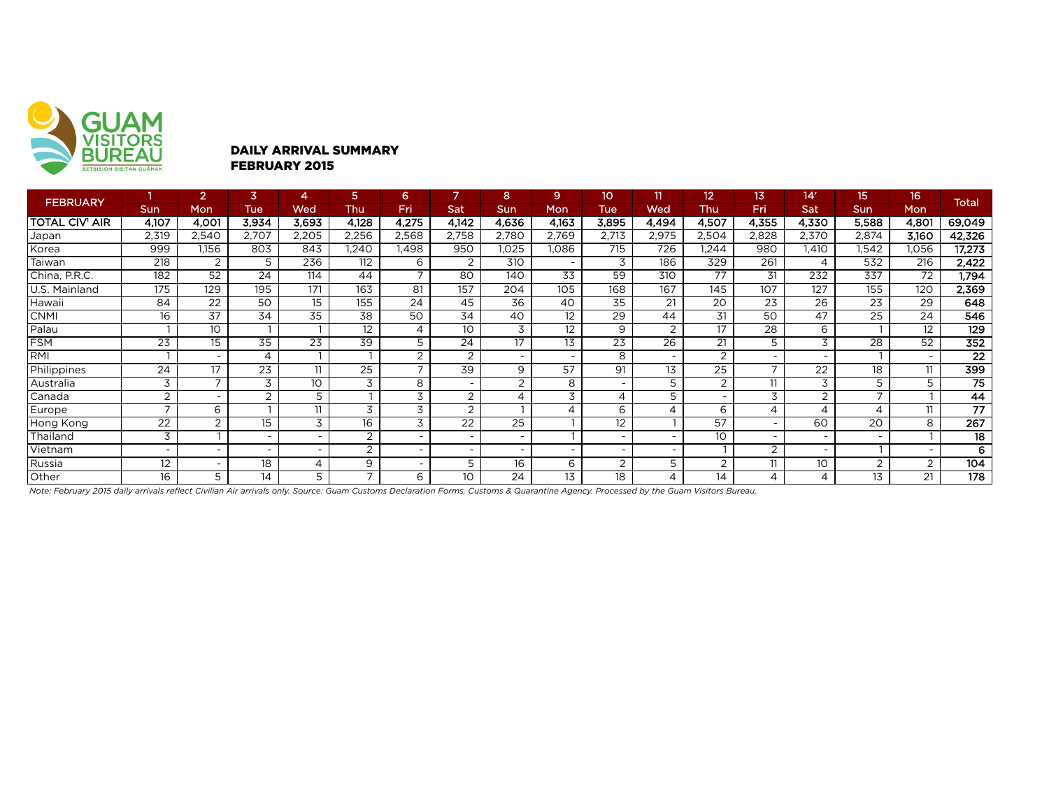GUAM VISITORS BUREAU
SETBISION BISITAN GUÅHAN

**DAILY ARRIVAL SUMMARY**
**FEBRUARY 2015**

| FEBRUARY | 1 | 2 | 3 | 4 | 5 | 6 | 7 | 8 | 9 | 10 | 11 | 12 | 13 | 14r | 15 | 16 | Total |
|---|---|---|---|---|---|---|---|---|---|---|---|---|---|---|---|---|---|
| | Sun | Mon | Tue | Wed | Thu | Fri | Sat | Sun | Mon | Tue | Wed | Thu | Fri | Sat | Sun | Mon | |
| **TOTAL CIV[1] AIR** | **4,107** | **4,001** | **3,934** | **3,693** | **4,128** | **4,275** | **4,142** | **4,636** | **4,163** | **3,895** | **4,494** | **4,507** | **4,355** | **4,330** | **5,588** | **4,801** | **69,049** |
| Japan | 2,319 | 2,540 | 2,707 | 2,205 | 2,256 | 2,568 | 2,758 | 2,780 | 2,769 | 2,713 | 2,975 | 2,504 | 2,828 | 2,370 | 2,874 | 3,160 | **42,326** |
| Korea | 999 | 1,156 | 803 | 843 | 1,240 | 1,498 | 950 | 1,025 | 1,086 | 715 | 726 | 1,244 | 980 | 1,410 | 1,542 | 1,056 | **17,273** |
| Taiwan | 218 | 2 | 5 | 236 | 112 | 6 | 2 | 310 | - | 3 | 186 | 329 | 261 | 4 | 532 | 216 | **2,422** |
| China, P.R.C. | 182 | 52 | 24 | 114 | 44 | 7 | 80 | 140 | 33 | 59 | 310 | 77 | 31 | 232 | 337 | 72 | **1,794** |
| U.S. Mainland | 175 | 129 | 195 | 171 | 163 | 81 | 157 | 204 | 105 | 168 | 167 | 145 | 107 | 127 | 155 | 120 | **2,369** |
| Hawaii | 84 | 22 | 50 | 15 | 155 | 24 | 45 | 36 | 40 | 35 | 21 | 20 | 23 | 26 | 23 | 29 | **648** |
| CNMI | 16 | 37 | 34 | 35 | 38 | 50 | 34 | 40 | 12 | 29 | 44 | 31 | 50 | 47 | 25 | 24 | **546** |
| Palau | 1 | 10 | 1 | 1 | 12 | 4 | 10 | 3 | 12 | 9 | 2 | 17 | 28 | 6 | 1 | 12 | **129** |
| FSM | 23 | 15 | 35 | 23 | 39 | 5 | 24 | 17 | 13 | 23 | 26 | 21 | 5 | 3 | 28 | 52 | **352** |
| RMI | 1 | - | 4 | 1 | 1 | 2 | 2 | - | - | 8 | - | 2 | - | - | 1 | - | **22** |
| Philippines | 24 | 17 | 23 | 11 | 25 | 7 | 39 | 9 | 57 | 91 | 13 | 25 | 7 | 22 | 18 | 11 | **399** |
| Australia | 3 | 7 | 3 | 10 | 3 | 8 | - | 2 | 8 | - | 5 | 2 | 11 | 3 | 5 | 5 | **75** |
| Canada | 2 | - | 2 | 5 | 1 | 3 | 2 | 4 | 3 | 4 | 5 | - | 3 | 2 | 7 | 1 | **44** |
| Europe | 7 | 6 | 1 | 11 | 3 | 3 | 2 | 1 | 4 | 6 | 4 | 6 | 4 | 4 | 4 | 11 | **77** |
| Hong Kong | 22 | 2 | 15 | 3 | 16 | 3 | 22 | 25 | 1 | 12 | 1 | 57 | - | 60 | 20 | 8 | **267** |
| Thailand | 3 | 1 | - | - | 2 | - | - | - | 1 | - | - | 10 | - | - | - | 1 | **18** |
| Vietnam | - | - | - | - | 2 | - | - | - | - | - | - | 1 | 2 | - | 1 | - | **6** |
| Russia | 12 | - | 18 | 4 | 9 | - | 5 | 16 | 6 | 2 | 5 | 2 | 11 | 10 | 2 | 2 | **104** |
| Other | 16 | 5 | 14 | 5 | 7 | 6 | 10 | 24 | 13 | 18 | 4 | 14 | 4 | 4 | 13 | 21 | **178** |

*Note: February 2015 daily arrivals reflect Civilian Air arrivals only. Source: Guam Customs Declaration Forms, Customs & Quarantine Agency. Processed by the Guam Visitors Bureau.*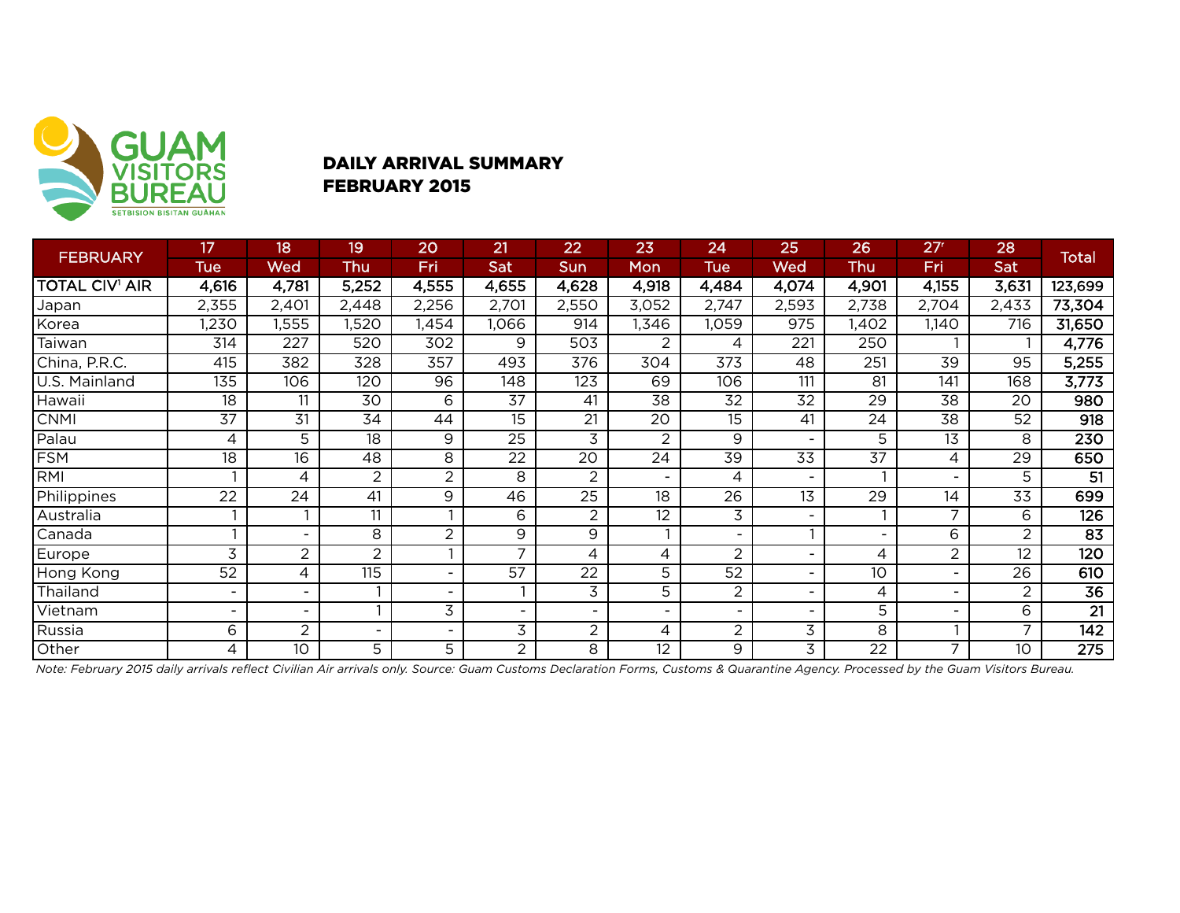GUAM VISITORS BUREAU
SETBISION BISITAN GUÅHAN

## DAILY ARRIVAL SUMMARY
## FEBRUARY 2015

| FEBRUARY | 17 | 18 | 19 | 20 | 21 | 22 | 23 | 24 | 25 | 26 | 27r | 28 | Total |
|---|---|---|---|---|---|---|---|---|---|---|---|---|---|
| | Tue | Wed | Thu | Fri | Sat | Sun | Mon | Tue | Wed | Thu | Fri | Sat | |
| **TOTAL CIV[1] AIR** | **4,616** | **4,781** | **5,252** | **4,555** | **4,655** | **4,628** | **4,918** | **4,484** | **4,074** | **4,901** | **4,155** | **3,631** | **123,699** |
| Japan | 2,355 | 2,401 | 2,448 | 2,256 | 2,701 | 2,550 | 3,052 | 2,747 | 2,593 | 2,738 | 2,704 | 2,433 | **73,304** |
| Korea | 1,230 | 1,555 | 1,520 | 1,454 | 1,066 | 914 | 1,346 | 1,059 | 975 | 1,402 | 1,140 | 716 | **31,650** |
| Taiwan | 314 | 227 | 520 | 302 | 9 | 503 | 2 | 4 | 221 | 250 | 1 | 1 | **4,776** |
| China, P.R.C. | 415 | 382 | 328 | 357 | 493 | 376 | 304 | 373 | 48 | 251 | 39 | 95 | **5,255** |
| U.S. Mainland | 135 | 106 | 120 | 96 | 148 | 123 | 69 | 106 | 111 | 81 | 141 | 168 | **3,773** |
| Hawaii | 18 | 11 | 30 | 6 | 37 | 41 | 38 | 32 | 32 | 29 | 38 | 20 | **980** |
| CNMI | 37 | 31 | 34 | 44 | 15 | 21 | 20 | 15 | 41 | 24 | 38 | 52 | **918** |
| Palau | 4 | 5 | 18 | 9 | 25 | 3 | 2 | 9 | - | 5 | 13 | 8 | **230** |
| FSM | 18 | 16 | 48 | 8 | 22 | 20 | 24 | 39 | 33 | 37 | 4 | 29 | **650** |
| RMI | 1 | 4 | 2 | 2 | 8 | 2 | - | 4 | - | 1 | - | 5 | **51** |
| Philippines | 22 | 24 | 41 | 9 | 46 | 25 | 18 | 26 | 13 | 29 | 14 | 33 | **699** |
| Australia | 1 | 1 | 11 | 1 | 6 | 2 | 12 | 3 | - | 1 | 7 | 6 | **126** |
| Canada | 1 | - | 8 | 2 | 9 | 9 | 1 | - | 1 | - | 6 | 2 | **83** |
| Europe | 3 | 2 | 2 | 1 | 7 | 4 | 4 | 2 | - | 4 | 2 | 12 | **120** |
| Hong Kong | 52 | 4 | 115 | - | 57 | 22 | 5 | 52 | - | 10 | - | 26 | **610** |
| Thailand | - | - | 1 | - | 1 | 3 | 5 | 2 | - | 4 | - | 2 | **36** |
| Vietnam | - | - | 1 | 3 | - | - | - | - | - | 5 | - | 6 | **21** |
| Russia | 6 | 2 | - | - | 3 | 2 | 4 | 2 | 3 | 8 | 1 | 7 | **142** |
| Other | 4 | 10 | 5 | 5 | 2 | 8 | 12 | 9 | 3 | 22 | 7 | 10 | **275** |

*Note: February 2015 daily arrivals reflect Civilian Air arrivals only. Source: Guam Customs Declaration Forms, Customs & Quarantine Agency. Processed by the Guam Visitors Bureau.*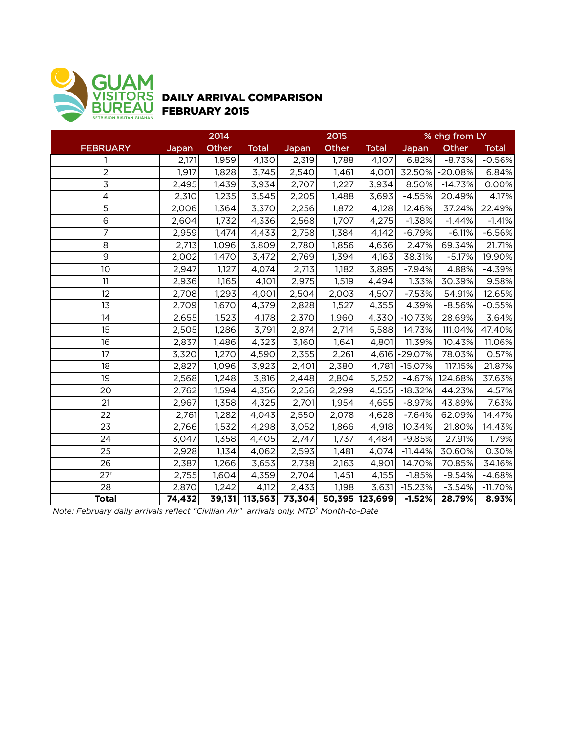GUAM VISITORS BUREAU
SETBISION BISITAN GUÅHAN

## DAILY ARRIVAL COMPARISON
## FEBRUARY 2015

| | 2014 | | | 2015 | | | % chg from LY | | |
|---|---|---|---|---|---|---|---|---|---|
| FEBRUARY | Japan | Other | Total | Japan | Other | Total | Japan | Other | Total |
| 1 | 2,171 | 1,959 | 4,130 | 2,319 | 1,788 | 4,107 | 6.82% | -8.73% | -0.56% |
| 2 | 1,917 | 1,828 | 3,745 | 2,540 | 1,461 | 4,001 | 32.50% | -20.08% | 6.84% |
| 3 | 2,495 | 1,439 | 3,934 | 2,707 | 1,227 | 3,934 | 8.50% | -14.73% | 0.00% |
| 4 | 2,310 | 1,235 | 3,545 | 2,205 | 1,488 | 3,693 | -4.55% | 20.49% | 4.17% |
| 5 | 2,006 | 1,364 | 3,370 | 2,256 | 1,872 | 4,128 | 12.46% | 37.24% | 22.49% |
| 6 | 2,604 | 1,732 | 4,336 | 2,568 | 1,707 | 4,275 | -1.38% | -1.44% | -1.41% |
| 7 | 2,959 | 1,474 | 4,433 | 2,758 | 1,384 | 4,142 | -6.79% | -6.11% | -6.56% |
| 8 | 2,713 | 1,096 | 3,809 | 2,780 | 1,856 | 4,636 | 2.47% | 69.34% | 21.71% |
| 9 | 2,002 | 1,470 | 3,472 | 2,769 | 1,394 | 4,163 | 38.31% | -5.17% | 19.90% |
| 10 | 2,947 | 1,127 | 4,074 | 2,713 | 1,182 | 3,895 | -7.94% | 4.88% | -4.39% |
| 11 | 2,936 | 1,165 | 4,101 | 2,975 | 1,519 | 4,494 | 1.33% | 30.39% | 9.58% |
| 12 | 2,708 | 1,293 | 4,001 | 2,504 | 2,003 | 4,507 | -7.53% | 54.91% | 12.65% |
| 13 | 2,709 | 1,670 | 4,379 | 2,828 | 1,527 | 4,355 | 4.39% | -8.56% | -0.55% |
| 14 | 2,655 | 1,523 | 4,178 | 2,370 | 1,960 | 4,330 | -10.73% | 28.69% | 3.64% |
| 15 | 2,505 | 1,286 | 3,791 | 2,874 | 2,714 | 5,588 | 14.73% | 111.04% | 47.40% |
| 16 | 2,837 | 1,486 | 4,323 | 3,160 | 1,641 | 4,801 | 11.39% | 10.43% | 11.06% |
| 17 | 3,320 | 1,270 | 4,590 | 2,355 | 2,261 | 4,616 | -29.07% | 78.03% | 0.57% |
| 18 | 2,827 | 1,096 | 3,923 | 2,401 | 2,380 | 4,781 | -15.07% | 117.15% | 21.87% |
| 19 | 2,568 | 1,248 | 3,816 | 2,448 | 2,804 | 5,252 | -4.67% | 124.68% | 37.63% |
| 20 | 2,762 | 1,594 | 4,356 | 2,256 | 2,299 | 4,555 | -18.32% | 44.23% | 4.57% |
| 21 | 2,967 | 1,358 | 4,325 | 2,701 | 1,954 | 4,655 | -8.97% | 43.89% | 7.63% |
| 22 | 2,761 | 1,282 | 4,043 | 2,550 | 2,078 | 4,628 | -7.64% | 62.09% | 14.47% |
| 23 | 2,766 | 1,532 | 4,298 | 3,052 | 1,866 | 4,918 | 10.34% | 21.80% | 14.43% |
| 24 | 3,047 | 1,358 | 4,405 | 2,747 | 1,737 | 4,484 | -9.85% | 27.91% | 1.79% |
| 25 | 2,928 | 1,134 | 4,062 | 2,593 | 1,481 | 4,074 | -11.44% | 30.60% | 0.30% |
| 26 | 2,387 | 1,266 | 3,653 | 2,738 | 2,163 | 4,901 | 14.70% | 70.85% | 34.16% |
| 27[r] | 2,755 | 1,604 | 4,359 | 2,704 | 1,451 | 4,155 | -1.85% | -9.54% | -4.68% |
| 28 | 2,870 | 1,242 | 4,112 | 2,433 | 1,198 | 3,631 | -15.23% | -3.54% | -11.70% |
| **Total** | **74,432** | **39,131** | **113,563** | **73,304** | **50,395** | **123,699** | **-1.52%** | **28.79%** | **8.93%** |

*Note: February daily arrivals reflect "Civilian Air" arrivals only. MTD[2] Month-to-Date*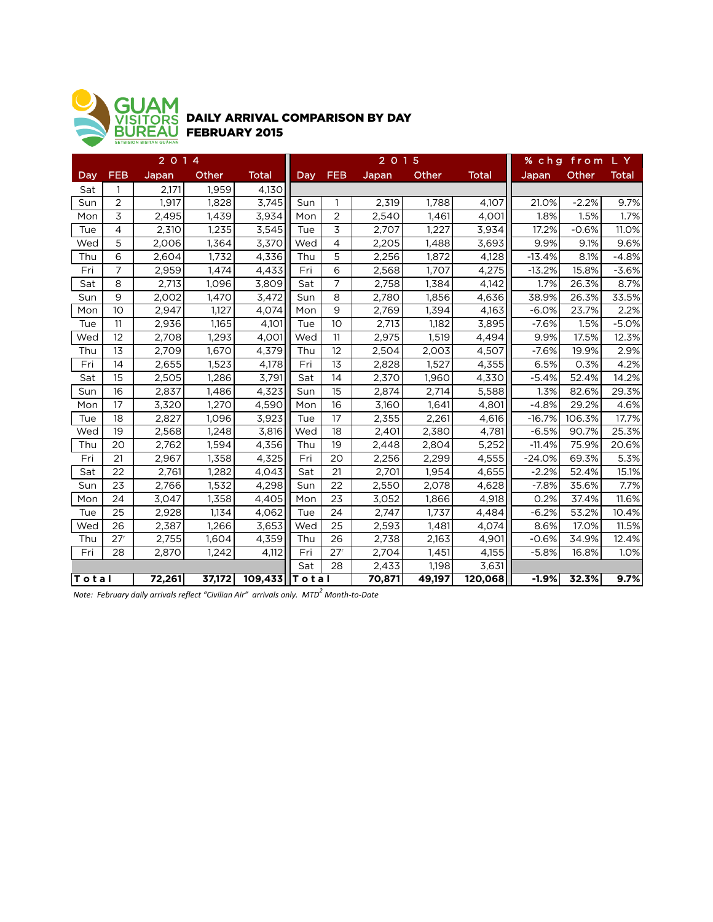GUAM VISITORS BUREAU
SETBISION BISITAN GUÅHAN

## DAILY ARRIVAL COMPARISON BY DAY
## FEBRUARY 2015

| 2014 | | | | | 2015 | | | | | % chg from LY | | |
|---|---|---|---|---|---|---|---|---|---|---|---|---|
| Day | FEB | Japan | Other | Total | Day | FEB | Japan | Other | Total | Japan | Other | Total |
| Sat | 1 | 2,171 | 1,959 | 4,130 | | | | | | | | |
| Sun | 2 | 1,917 | 1,828 | 3,745 | Sun | 1 | 2,319 | 1,788 | 4,107 | 21.0% | -2.2% | 9.7% |
| Mon | 3 | 2,495 | 1,439 | 3,934 | Mon | 2 | 2,540 | 1,461 | 4,001 | 1.8% | 1.5% | 1.7% |
| Tue | 4 | 2,310 | 1,235 | 3,545 | Tue | 3 | 2,707 | 1,227 | 3,934 | 17.2% | -0.6% | 11.0% |
| Wed | 5 | 2,006 | 1,364 | 3,370 | Wed | 4 | 2,205 | 1,488 | 3,693 | 9.9% | 9.1% | 9.6% |
| Thu | 6 | 2,604 | 1,732 | 4,336 | Thu | 5 | 2,256 | 1,872 | 4,128 | -13.4% | 8.1% | -4.8% |
| Fri | 7 | 2,959 | 1,474 | 4,433 | Fri | 6 | 2,568 | 1,707 | 4,275 | -13.2% | 15.8% | -3.6% |
| Sat | 8 | 2,713 | 1,096 | 3,809 | Sat | 7 | 2,758 | 1,384 | 4,142 | 1.7% | 26.3% | 8.7% |
| Sun | 9 | 2,002 | 1,470 | 3,472 | Sun | 8 | 2,780 | 1,856 | 4,636 | 38.9% | 26.3% | 33.5% |
| Mon | 10 | 2,947 | 1,127 | 4,074 | Mon | 9 | 2,769 | 1,394 | 4,163 | -6.0% | 23.7% | 2.2% |
| Tue | 11 | 2,936 | 1,165 | 4,101 | Tue | 10 | 2,713 | 1,182 | 3,895 | -7.6% | 1.5% | -5.0% |
| Wed | 12 | 2,708 | 1,293 | 4,001 | Wed | 11 | 2,975 | 1,519 | 4,494 | 9.9% | 17.5% | 12.3% |
| Thu | 13 | 2,709 | 1,670 | 4,379 | Thu | 12 | 2,504 | 2,003 | 4,507 | -7.6% | 19.9% | 2.9% |
| Fri | 14 | 2,655 | 1,523 | 4,178 | Fri | 13 | 2,828 | 1,527 | 4,355 | 6.5% | 0.3% | 4.2% |
| Sat | 15 | 2,505 | 1,286 | 3,791 | Sat | 14 | 2,370 | 1,960 | 4,330 | -5.4% | 52.4% | 14.2% |
| Sun | 16 | 2,837 | 1,486 | 4,323 | Sun | 15 | 2,874 | 2,714 | 5,588 | 1.3% | 82.6% | 29.3% |
| Mon | 17 | 3,320 | 1,270 | 4,590 | Mon | 16 | 3,160 | 1,641 | 4,801 | -4.8% | 29.2% | 4.6% |
| Tue | 18 | 2,827 | 1,096 | 3,923 | Tue | 17 | 2,355 | 2,261 | 4,616 | -16.7% | 106.3% | 17.7% |
| Wed | 19 | 2,568 | 1,248 | 3,816 | Wed | 18 | 2,401 | 2,380 | 4,781 | -6.5% | 90.7% | 25.3% |
| Thu | 20 | 2,762 | 1,594 | 4,356 | Thu | 19 | 2,448 | 2,804 | 5,252 | -11.4% | 75.9% | 20.6% |
| Fri | 21 | 2,967 | 1,358 | 4,325 | Fri | 20 | 2,256 | 2,299 | 4,555 | -24.0% | 69.3% | 5.3% |
| Sat | 22 | 2,761 | 1,282 | 4,043 | Sat | 21 | 2,701 | 1,954 | 4,655 | -2.2% | 52.4% | 15.1% |
| Sun | 23 | 2,766 | 1,532 | 4,298 | Sun | 22 | 2,550 | 2,078 | 4,628 | -7.8% | 35.6% | 7.7% |
| Mon | 24 | 3,047 | 1,358 | 4,405 | Mon | 23 | 3,052 | 1,866 | 4,918 | 0.2% | 37.4% | 11.6% |
| Tue | 25 | 2,928 | 1,134 | 4,062 | Tue | 24 | 2,747 | 1,737 | 4,484 | -6.2% | 53.2% | 10.4% |
| Wed | 26 | 2,387 | 1,266 | 3,653 | Wed | 25 | 2,593 | 1,481 | 4,074 | 8.6% | 17.0% | 11.5% |
| Thu | 27r | 2,755 | 1,604 | 4,359 | Thu | 26 | 2,738 | 2,163 | 4,901 | -0.6% | 34.9% | 12.4% |
| Fri | 28 | 2,870 | 1,242 | 4,112 | Fri | 27r | 2,704 | 1,451 | 4,155 | -5.8% | 16.8% | 1.0% |
| | | | | | Sat | 28 | 2,433 | 1,198 | 3,631 | | | |
| **Total** | | **72,261** | **37,172** | **109,433** | **Total** | | **70,871** | **49,197** | **120,068** | **-1.9%** | **32.3%** | **9.7%** |

*Note: February daily arrivals reflect "Civilian Air" arrivals only. MTD[2] Month-to-Date*